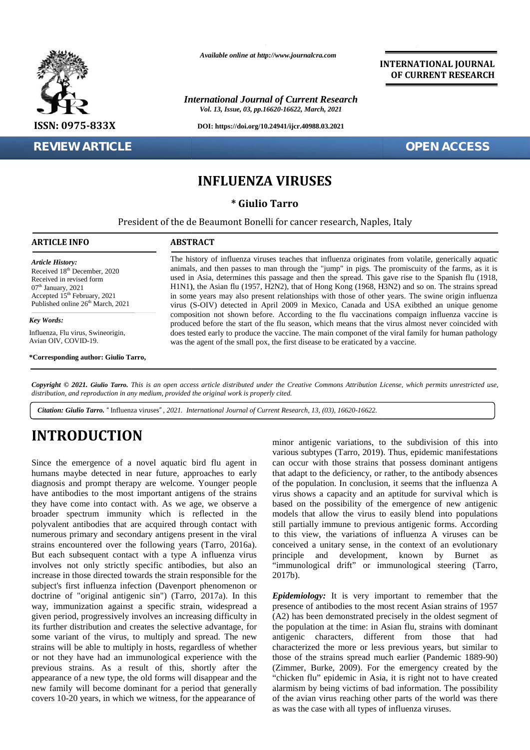Available online at http://www.journalcra.com

**INTERNATIONAL JOURNAL OF CURRENT RESEARCH**

*International Journal of Current Research*
*Vol. 13, Issue, 03, pp.16620-16622, March, 2021*

**DOI: https://doi.org/10.24941/ijcr.40988.03.2021**

**ISSN: 0975-833X**

**REVIEW ARTICLE** | **OPEN ACCESS**

# INFLUENZA VIRUSES

**\* Giulio Tarro**

President of the de Beaumont Bonelli for cancer research, Naples, Italy

## ARTICLE INFO

*Article History:*
Received 18th December, 2020
Received in revised form
07th January, 2021
Accepted 15th February, 2021
Published online 26th March, 2021

*Key Words:*
Influenza, Flu virus, Swineorigin, Avian OIV, COVID-19.

**\*Corresponding author: Giulio Tarro,**

## ABSTRACT

The history of influenza viruses teaches that influenza originates from volatile, generically aquatic animals, and then passes to man through the "jump" in pigs. The promiscuity of the farms, as it is used in Asia, determines this passage and then the spread. This gave rise to the Spanish flu (1918, H1N1), the Asian flu (1957, H2N2), that of Hong Kong (1968, H3N2) and so on. The strains spread in some years may also present relationships with those of other years. The swine origin influenza virus (S-OIV) detected in April 2009 in Mexico, Canada and USA exibthed an unique genome composition not shown before. According to the flu vaccinations compaign influenza vaccine is produced before the start of the flu season, which means that the virus almost never coincided with does tested early to produce the vaccine. The main componet of the viral family for human pathology was the agent of the small pox, the first disease to be eraticated by a vaccine.

*Copyright © 2021. Giulio Tarro. This is an open access article distributed under the Creative Commons Attribution License, which permits unrestricted use, distribution, and reproduction in any medium, provided the original work is properly cited.*

*Citation: Giulio Tarro.* "Influenza viruses", *2021. International Journal of Current Research, 13, (03), 16620-16622.*

# INTRODUCTION

Since the emergence of a novel aquatic bird flu agent in humans maybe detected in near future, approaches to early diagnosis and prompt therapy are welcome. Younger people have antibodies to the most important antigens of the strains they have come into contact with. As we age, we observe a broader spectrum immunity which is reflected in the polyvalent antibodies that are acquired through contact with numerous primary and secondary antigens present in the viral strains encountered over the following years (Tarro, 2016a). But each subsequent contact with a type A influenza virus involves not only strictly specific antibodies, but also an increase in those directed towards the strain responsible for the subject's first influenza infection (Davenport phenomenon or doctrine of "original antigenic sin") (Tarro, 2017a). In this way, immunization against a specific strain, widespread a given period, progressively involves an increasing difficulty in its further distribution and creates the selective advantage, for some variant of the virus, to multiply and spread. The new strains will be able to multiply in hosts, regardless of whether or not they have had an immunological experience with the previous strains. As a result of this, shortly after the appearance of a new type, the old forms will disappear and the new family will become dominant for a period that generally covers 10-20 years, in which we witness, for the appearance of minor antigenic variations, to the subdivision of this into various subtypes (Tarro, 2019). Thus, epidemic manifestations can occur with those strains that possess dominant antigens that adapt to the deficiency, or rather, to the antibody absences of the population. In conclusion, it seems that the influenza A virus shows a capacity and an aptitude for survival which is based on the possibility of the emergence of new antigenic models that allow the virus to easily blend into populations still partially immune to previous antigenic forms. According to this view, the variations of influenza A viruses can be conceived a unitary sense, in the context of an evolutionary principle and development, known by Burnet as "immunological drift" or immunological steering (Tarro, 2017b).

***Epidemiology:*** It is very important to remember that the presence of antibodies to the most recent Asian strains of 1957 (A2) has been demonstrated precisely in the oldest segment of the population at the time: in Asian flu, strains with dominant antigenic characters, different from those that had characterized the more or less previous years, but similar to those of the strains spread much earlier (Pandemic 1889-90) (Zimmer, Burke, 2009). For the emergency created by the "chicken flu" epidemic in Asia, it is right not to have created alarmism by being victims of bad information. The possibility of the avian virus reaching other parts of the world was there as was the case with all types of influenza viruses.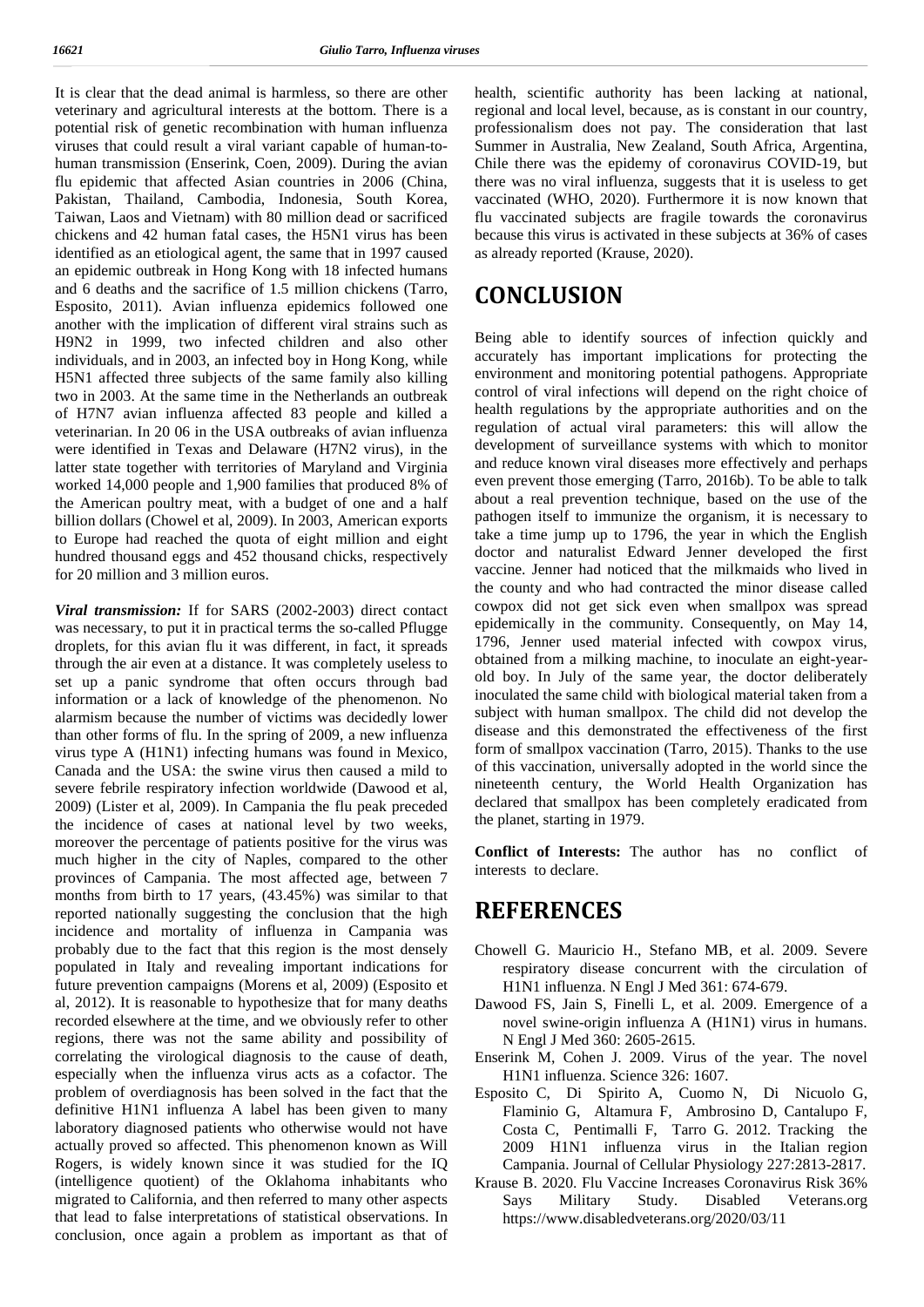It is clear that the dead animal is harmless, so there are other veterinary and agricultural interests at the bottom. There is a potential risk of genetic recombination with human influenza viruses that could result a viral variant capable of human-to-human transmission (Enserink, Coen, 2009). During the avian flu epidemic that affected Asian countries in 2006 (China, Pakistan, Thailand, Cambodia, Indonesia, South Korea, Taiwan, Laos and Vietnam) with 80 million dead or sacrificed chickens and 42 human fatal cases, the H5N1 virus has been identified as an etiological agent, the same that in 1997 caused an epidemic outbreak in Hong Kong with 18 infected humans and 6 deaths and the sacrifice of 1.5 million chickens (Tarro, Esposito, 2011). Avian influenza epidemics followed one another with the implication of different viral strains such as H9N2 in 1999, two infected children and also other individuals, and in 2003, an infected boy in Hong Kong, while H5N1 affected three subjects of the same family also killing two in 2003. At the same time in the Netherlands an outbreak of H7N7 avian influenza affected 83 people and killed a veterinarian. In 20 06 in the USA outbreaks of avian influenza were identified in Texas and Delaware (H7N2 virus), in the latter state together with territories of Maryland and Virginia worked 14,000 people and 1,900 families that produced 8% of the American poultry meat, with a budget of one and a half billion dollars (Chowel et al, 2009). In 2003, American exports to Europe had reached the quota of eight million and eight hundred thousand eggs and 452 thousand chicks, respectively for 20 million and 3 million euros.

***Viral transmission:*** If for SARS (2002-2003) direct contact was necessary, to put it in practical terms the so-called Pflugge droplets, for this avian flu it was different, in fact, it spreads through the air even at a distance. It was completely useless to set up a panic syndrome that often occurs through bad information or a lack of knowledge of the phenomenon. No alarmism because the number of victims was decidedly lower than other forms of flu. In the spring of 2009, a new influenza virus type A (H1N1) infecting humans was found in Mexico, Canada and the USA: the swine virus then caused a mild to severe febrile respiratory infection worldwide (Dawood et al, 2009) (Lister et al, 2009). In Campania the flu peak preceded the incidence of cases at national level by two weeks, moreover the percentage of patients positive for the virus was much higher in the city of Naples, compared to the other provinces of Campania. The most affected age, between 7 months from birth to 17 years, (43.45%) was similar to that reported nationally suggesting the conclusion that the high incidence and mortality of influenza in Campania was probably due to the fact that this region is the most densely populated in Italy and revealing important indications for future prevention campaigns (Morens et al, 2009) (Esposito et al, 2012). It is reasonable to hypothesize that for many deaths recorded elsewhere at the time, and we obviously refer to other regions, there was not the same ability and possibility of correlating the virological diagnosis to the cause of death, especially when the influenza virus acts as a cofactor. The problem of overdiagnosis has been solved in the fact that the definitive H1N1 influenza A label has been given to many laboratory diagnosed patients who otherwise would not have actually proved so affected. This phenomenon known as Will Rogers, is widely known since it was studied for the IQ (intelligence quotient) of the Oklahoma inhabitants who migrated to California, and then referred to many other aspects that lead to false interpretations of statistical observations. In conclusion, once again a problem as important as that of health, scientific authority has been lacking at national, regional and local level, because, as is constant in our country, professionalism does not pay. The consideration that last Summer in Australia, New Zealand, South Africa, Argentina, Chile there was the epidemy of coronavirus COVID-19, but there was no viral influenza, suggests that it is useless to get vaccinated (WHO, 2020). Furthermore it is now known that flu vaccinated subjects are fragile towards the coronavirus because this virus is activated in these subjects at 36% of cases as already reported (Krause, 2020).

## CONCLUSION

Being able to identify sources of infection quickly and accurately has important implications for protecting the environment and monitoring potential pathogens. Appropriate control of viral infections will depend on the right choice of health regulations by the appropriate authorities and on the regulation of actual viral parameters: this will allow the development of surveillance systems with which to monitor and reduce known viral diseases more effectively and perhaps even prevent those emerging (Tarro, 2016b). To be able to talk about a real prevention technique, based on the use of the pathogen itself to immunize the organism, it is necessary to take a time jump up to 1796, the year in which the English doctor and naturalist Edward Jenner developed the first vaccine. Jenner had noticed that the milkmaids who lived in the county and who had contracted the minor disease called cowpox did not get sick even when smallpox was spread epidemically in the community. Consequently, on May 14, 1796, Jenner used material infected with cowpox virus, obtained from a milking machine, to inoculate an eight-year-old boy. In July of the same year, the doctor deliberately inoculated the same child with biological material taken from a subject with human smallpox. The child did not develop the disease and this demonstrated the effectiveness of the first form of smallpox vaccination (Tarro, 2015). Thanks to the use of this vaccination, universally adopted in the world since the nineteenth century, the World Health Organization has declared that smallpox has been completely eradicated from the planet, starting in 1979.

**Conflict of Interests:** The author has no conflict of interests to declare.

## REFERENCES

- Chowell G. Mauricio H., Stefano MB, et al. 2009. Severe respiratory disease concurrent with the circulation of H1N1 influenza. N Engl J Med 361: 674-679.
- Dawood FS, Jain S, Finelli L, et al. 2009. Emergence of a novel swine-origin influenza A (H1N1) virus in humans. N Engl J Med 360: 2605-2615.
- Enserink M, Cohen J. 2009. Virus of the year. The novel H1N1 influenza. Science 326: 1607.
- Esposito C, Di Spirito A, Cuomo N, Di Nicuolo G, Flaminio G, Altamura F, Ambrosino D, Cantalupo F, Costa C, Pentimalli F, Tarro G. 2012. Tracking the 2009 H1N1 influenza virus in the Italian region Campania. Journal of Cellular Physiology 227:2813-2817.
- Krause B. 2020. Flu Vaccine Increases Coronavirus Risk 36% Says Military Study. Disabled Veterans.org https://www.disabledveterans.org/2020/03/11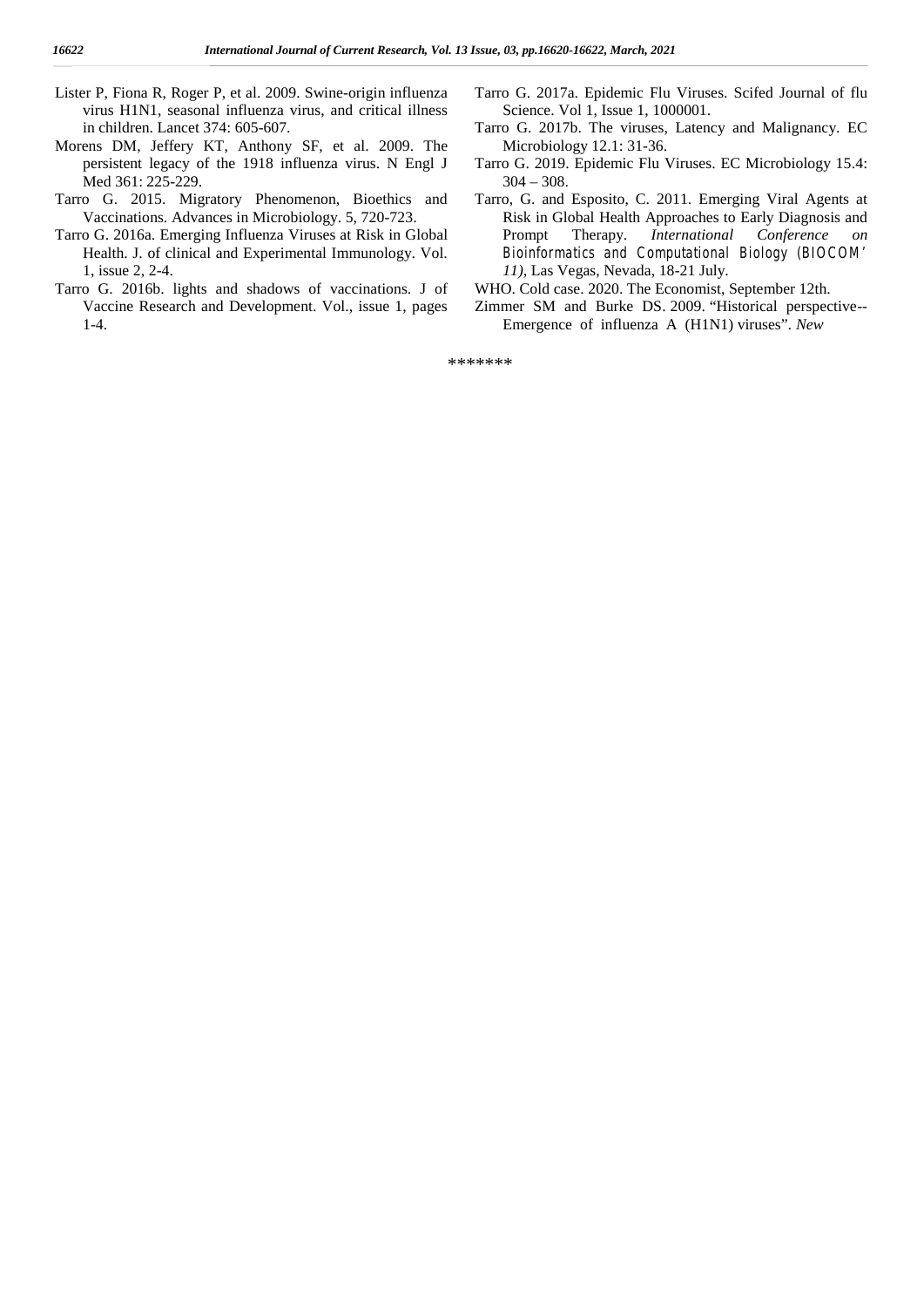Lister P, Fiona R, Roger P, et al. 2009. Swine-origin influenza virus H1N1, seasonal influenza virus, and critical illness in children. Lancet 374: 605-607.

Morens DM, Jeffery KT, Anthony SF, et al. 2009. The persistent legacy of the 1918 influenza virus. N Engl J Med 361: 225-229.

Tarro G. 2015. Migratory Phenomenon, Bioethics and Vaccinations. Advances in Microbiology. 5, 720-723.

Tarro G. 2016a. Emerging Influenza Viruses at Risk in Global Health. J. of clinical and Experimental Immunology. Vol. 1, issue 2, 2-4.

Tarro G. 2016b. lights and shadows of vaccinations. J of Vaccine Research and Development. Vol., issue 1, pages 1-4.

Tarro G. 2017a. Epidemic Flu Viruses. Scifed Journal of flu Science. Vol 1, Issue 1, 1000001.

Tarro G. 2017b. The viruses, Latency and Malignancy. EC Microbiology 12.1: 31-36.

Tarro G. 2019. Epidemic Flu Viruses. EC Microbiology 15.4: 304 – 308.

Tarro, G. and Esposito, C. 2011. Emerging Viral Agents at Risk in Global Health Approaches to Early Diagnosis and Prompt Therapy. *International Conference on Bioinformatics and Computational Biology (BIOCOM' 11),* Las Vegas, Nevada, 18-21 July.

WHO. Cold case. 2020. The Economist, September 12th.

Zimmer SM and Burke DS. 2009. "Historical perspective--Emergence of influenza A (H1N1) viruses". *New*

*******